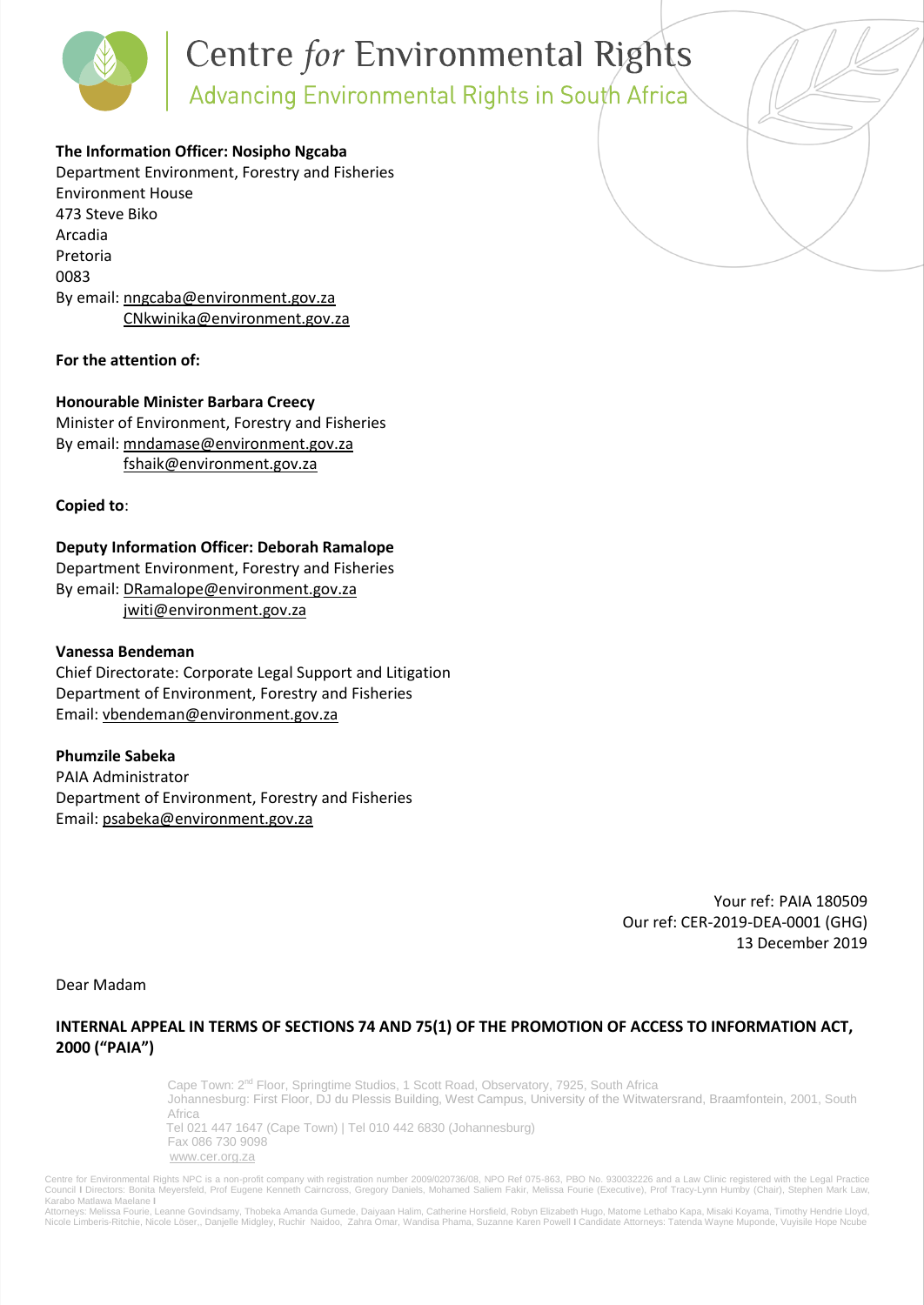# Centre *for* Environmental Rights

Advancing Environmental Rights in South Africa

**The Information Officer: Nosipho Ngcaba**
Department Environment, Forestry and Fisheries
Environment House
473 Steve Biko
Arcadia
Pretoria
0083
By email: nngcaba@environment.gov.za
CNkwinika@environment.gov.za

**For the attention of:**

**Honourable Minister Barbara Creecy**
Minister of Environment, Forestry and Fisheries
By email: mndamase@environment.gov.za
fshaik@environment.gov.za

**Copied to**:

**Deputy Information Officer: Deborah Ramalope**
Department Environment, Forestry and Fisheries
By email: DRamalope@environment.gov.za
jwiti@environment.gov.za

**Vanessa Bendeman**
Chief Directorate: Corporate Legal Support and Litigation
Department of Environment, Forestry and Fisheries
Email: vbendeman@environment.gov.za

**Phumzile Sabeka**
PAIA Administrator
Department of Environment, Forestry and Fisheries
Email: psabeka@environment.gov.za

Your ref: PAIA 180509
Our ref: CER-2019-DEA-0001 (GHG)
13 December 2019

Dear Madam

**INTERNAL APPEAL IN TERMS OF SECTIONS 74 AND 75(1) OF THE PROMOTION OF ACCESS TO INFORMATION ACT, 2000 ("PAIA")**

Cape Town: 2nd Floor, Springtime Studios, 1 Scott Road, Observatory, 7925, South Africa
Johannesburg: First Floor, DJ du Plessis Building, West Campus, University of the Witwatersrand, Braamfontein, 2001, South Africa
Tel 021 447 1647 (Cape Town) | Tel 010 442 6830 (Johannesburg)
Fax 086 730 9098
www.cer.org.za

Centre for Environmental Rights NPC is a non-profit company with registration number 2009/020736/08, NPO Ref 075-863, PBO No. 930032226 and a Law Clinic registered with the Legal Practice Council I Directors: Bonita Meyersfeld, Prof Eugene Kenneth Cairncross, Gregory Daniels, Mohamed Saliem Fakir, Melissa Fourie (Executive), Prof Tracy-Lynn Humby (Chair), Stephen Mark Law, Karabo Matlawa Maelane I
Attorneys: Melissa Fourie, Leanne Govindsamy, Thobeka Amanda Gumede, Daiyaan Halim, Catherine Horsfield, Robyn Elizabeth Hugo, Matome Lethabo Kapa, Misaki Koyama, Timothy Hendrie Lloyd, Nicole Limberis-Ritchie, Nicole Löser,, Danjelle Midgley, Ruchir Naidoo, Zahra Omar, Wandisa Phama, Suzanne Karen Powell I Candidate Attorneys: Tatenda Wayne Muponde, Vuyisile Hope Ncube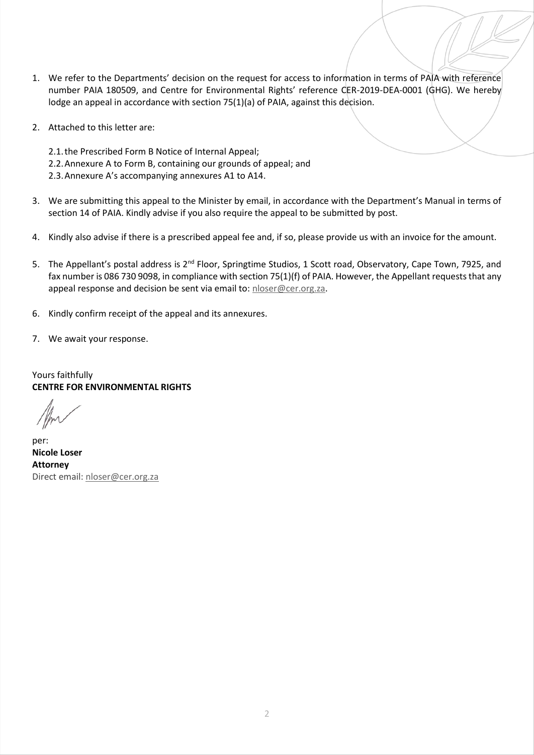1. We refer to the Departments' decision on the request for access to information in terms of PAIA with reference number PAIA 180509, and Centre for Environmental Rights' reference CER-2019-DEA-0001 (GHG). We hereby lodge an appeal in accordance with section 75(1)(a) of PAIA, against this decision.

2. Attached to this letter are:

   2.1. the Prescribed Form B Notice of Internal Appeal;
   2.2. Annexure A to Form B, containing our grounds of appeal; and
   2.3. Annexure A's accompanying annexures A1 to A14.

3. We are submitting this appeal to the Minister by email, in accordance with the Department's Manual in terms of section 14 of PAIA. Kindly advise if you also require the appeal to be submitted by post.

4. Kindly also advise if there is a prescribed appeal fee and, if so, please provide us with an invoice for the amount.

5. The Appellant's postal address is 2nd Floor, Springtime Studios, 1 Scott road, Observatory, Cape Town, 7925, and fax number is 086 730 9098, in compliance with section 75(1)(f) of PAIA. However, the Appellant requests that any appeal response and decision be sent via email to: nloser@cer.org.za.

6. Kindly confirm receipt of the appeal and its annexures.

7. We await your response.

Yours faithfully
**CENTRE FOR ENVIRONMENTAL RIGHTS**

per:
**Nicole Loser**
**Attorney**
Direct email: nloser@cer.org.za